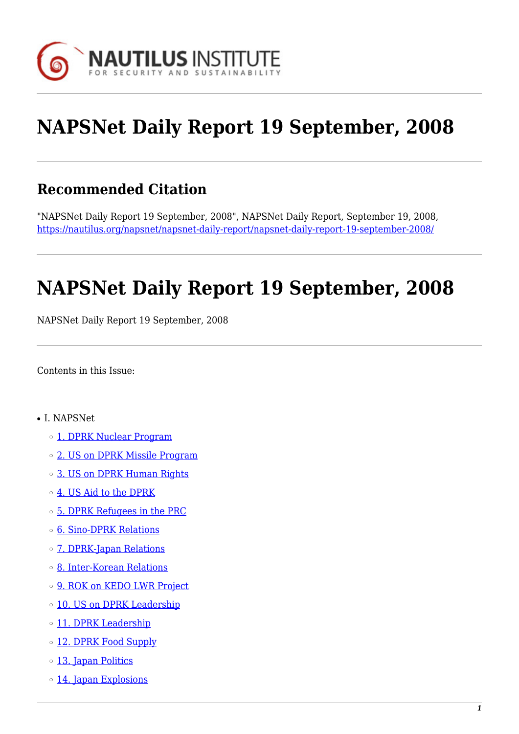# NAPSNet Daily Report 19 September, 2008

## Recommended Citation

"NAPSNet Daily Report 19 September, 2008", NAPSNet Daily Report, September 19, 2008, https://nautilus.org/napsnet/napsnet-daily-report/napsnet-daily-report-19-september-2008/

# NAPSNet Daily Report 19 September, 2008

NAPSNet Daily Report 19 September, 2008

Contents in this Issue:

- I. NAPSNet
  - 1. DPRK Nuclear Program
  - 2. US on DPRK Missile Program
  - 3. US on DPRK Human Rights
  - 4. US Aid to the DPRK
  - 5. DPRK Refugees in the PRC
  - 6. Sino-DPRK Relations
  - 7. DPRK-Japan Relations
  - 8. Inter-Korean Relations
  - 9. ROK on KEDO LWR Project
  - 10. US on DPRK Leadership
  - 11. DPRK Leadership
  - 12. DPRK Food Supply
  - 13. Japan Politics
  - 14. Japan Explosions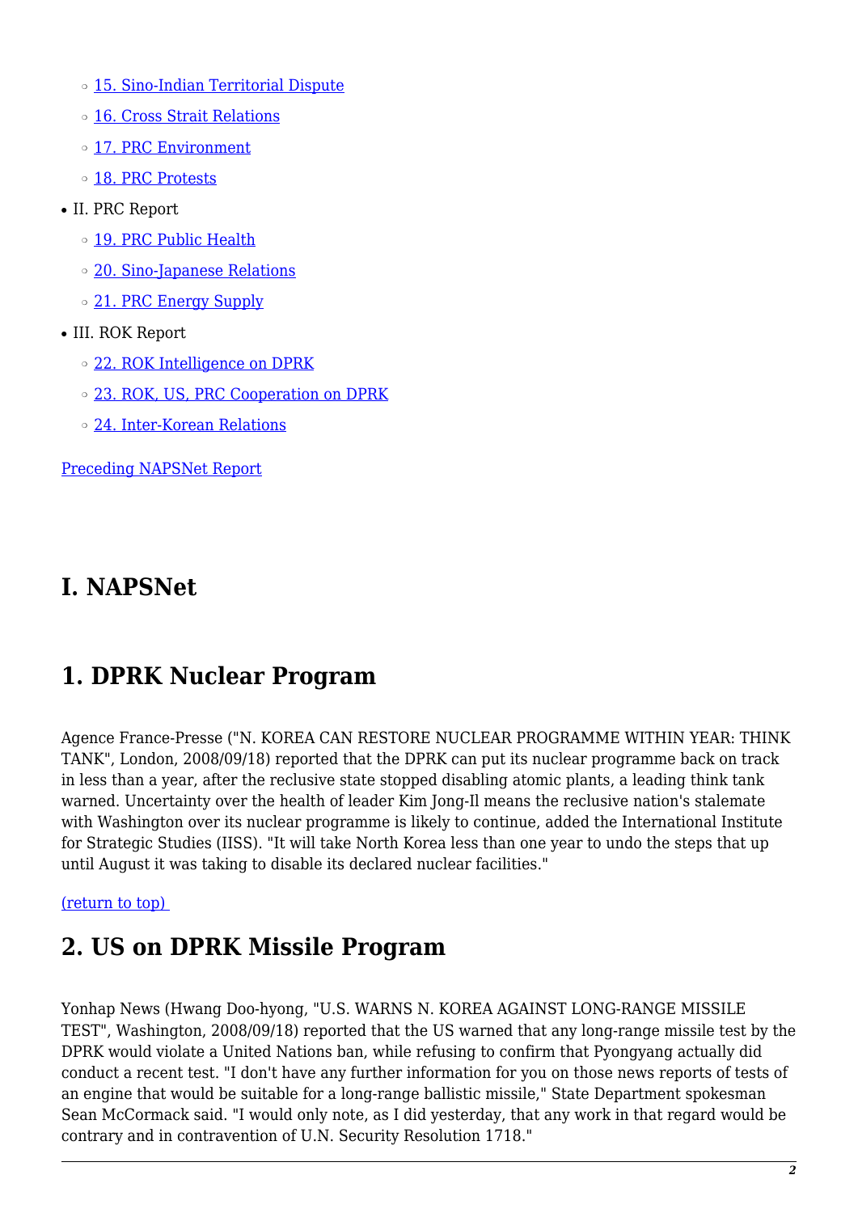- 15. Sino-Indian Territorial Dispute
- 16. Cross Strait Relations
- 17. PRC Environment
- 18. PRC Protests

- II. PRC Report
  - 19. PRC Public Health
  - 20. Sino-Japanese Relations
  - 21. PRC Energy Supply
- III. ROK Report
  - 22. ROK Intelligence on DPRK
  - 23. ROK, US, PRC Cooperation on DPRK
  - 24. Inter-Korean Relations

Preceding NAPSNet Report

# I. NAPSNet

## 1. DPRK Nuclear Program

Agence France-Presse ("N. KOREA CAN RESTORE NUCLEAR PROGRAMME WITHIN YEAR: THINK TANK", London, 2008/09/18) reported that the DPRK can put its nuclear programme back on track in less than a year, after the reclusive state stopped disabling atomic plants, a leading think tank warned. Uncertainty over the health of leader Kim Jong-Il means the reclusive nation's stalemate with Washington over its nuclear programme is likely to continue, added the International Institute for Strategic Studies (IISS). "It will take North Korea less than one year to undo the steps that up until August it was taking to disable its declared nuclear facilities."

(return to top)

## 2. US on DPRK Missile Program

Yonhap News (Hwang Doo-hyong, "U.S. WARNS N. KOREA AGAINST LONG-RANGE MISSILE TEST", Washington, 2008/09/18) reported that the US warned that any long-range missile test by the DPRK would violate a United Nations ban, while refusing to confirm that Pyongyang actually did conduct a recent test. "I don't have any further information for you on those news reports of tests of an engine that would be suitable for a long-range ballistic missile," State Department spokesman Sean McCormack said. "I would only note, as I did yesterday, that any work in that regard would be contrary and in contravention of U.N. Security Resolution 1718."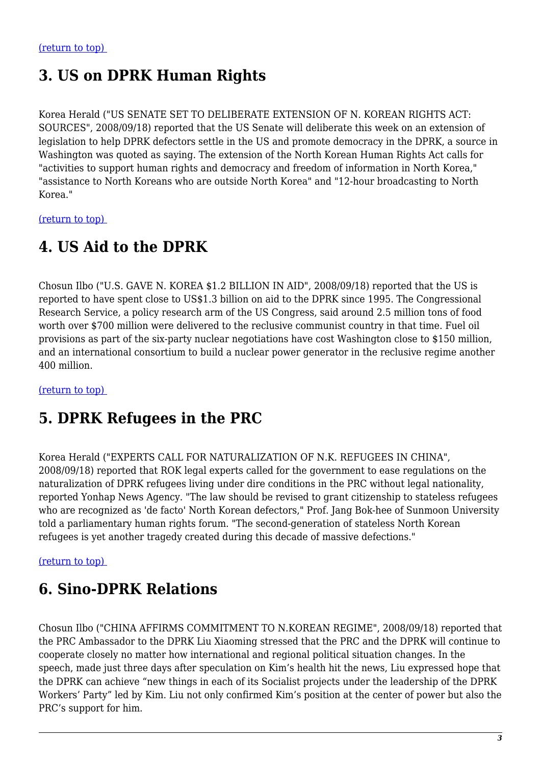[(return to top)](#)

## 3. US on DPRK Human Rights

Korea Herald ("US SENATE SET TO DELIBERATE EXTENSION OF N. KOREAN RIGHTS ACT: SOURCES", 2008/09/18) reported that the US Senate will deliberate this week on an extension of legislation to help DPRK defectors settle in the US and promote democracy in the DPRK, a source in Washington was quoted as saying. The extension of the North Korean Human Rights Act calls for "activities to support human rights and democracy and freedom of information in North Korea," "assistance to North Koreans who are outside North Korea" and "12-hour broadcasting to North Korea."

[(return to top)](#)

## 4. US Aid to the DPRK

Chosun Ilbo ("U.S. GAVE N. KOREA $1.2 BILLION IN AID", 2008/09/18) reported that the US is reported to have spent close to US$1.3 billion on aid to the DPRK since 1995. The Congressional Research Service, a policy research arm of the US Congress, said around 2.5 million tons of food worth over $700 million were delivered to the reclusive communist country in that time. Fuel oil provisions as part of the six-party nuclear negotiations have cost Washington close to $150 million, and an international consortium to build a nuclear power generator in the reclusive regime another 400 million.

[(return to top)](#)

## 5. DPRK Refugees in the PRC

Korea Herald ("EXPERTS CALL FOR NATURALIZATION OF N.K. REFUGEES IN CHINA", 2008/09/18) reported that ROK legal experts called for the government to ease regulations on the naturalization of DPRK refugees living under dire conditions in the PRC without legal nationality, reported Yonhap News Agency. "The law should be revised to grant citizenship to stateless refugees who are recognized as 'de facto' North Korean defectors," Prof. Jang Bok-hee of Sunmoon University told a parliamentary human rights forum. "The second-generation of stateless North Korean refugees is yet another tragedy created during this decade of massive defections."

[(return to top)](#)

## 6. Sino-DPRK Relations

Chosun Ilbo ("CHINA AFFIRMS COMMITMENT TO N.KOREAN REGIME", 2008/09/18) reported that the PRC Ambassador to the DPRK Liu Xiaoming stressed that the PRC and the DPRK will continue to cooperate closely no matter how international and regional political situation changes. In the speech, made just three days after speculation on Kim's health hit the news, Liu expressed hope that the DPRK can achieve "new things in each of its Socialist projects under the leadership of the DPRK Workers' Party" led by Kim. Liu not only confirmed Kim's position at the center of power but also the PRC's support for him.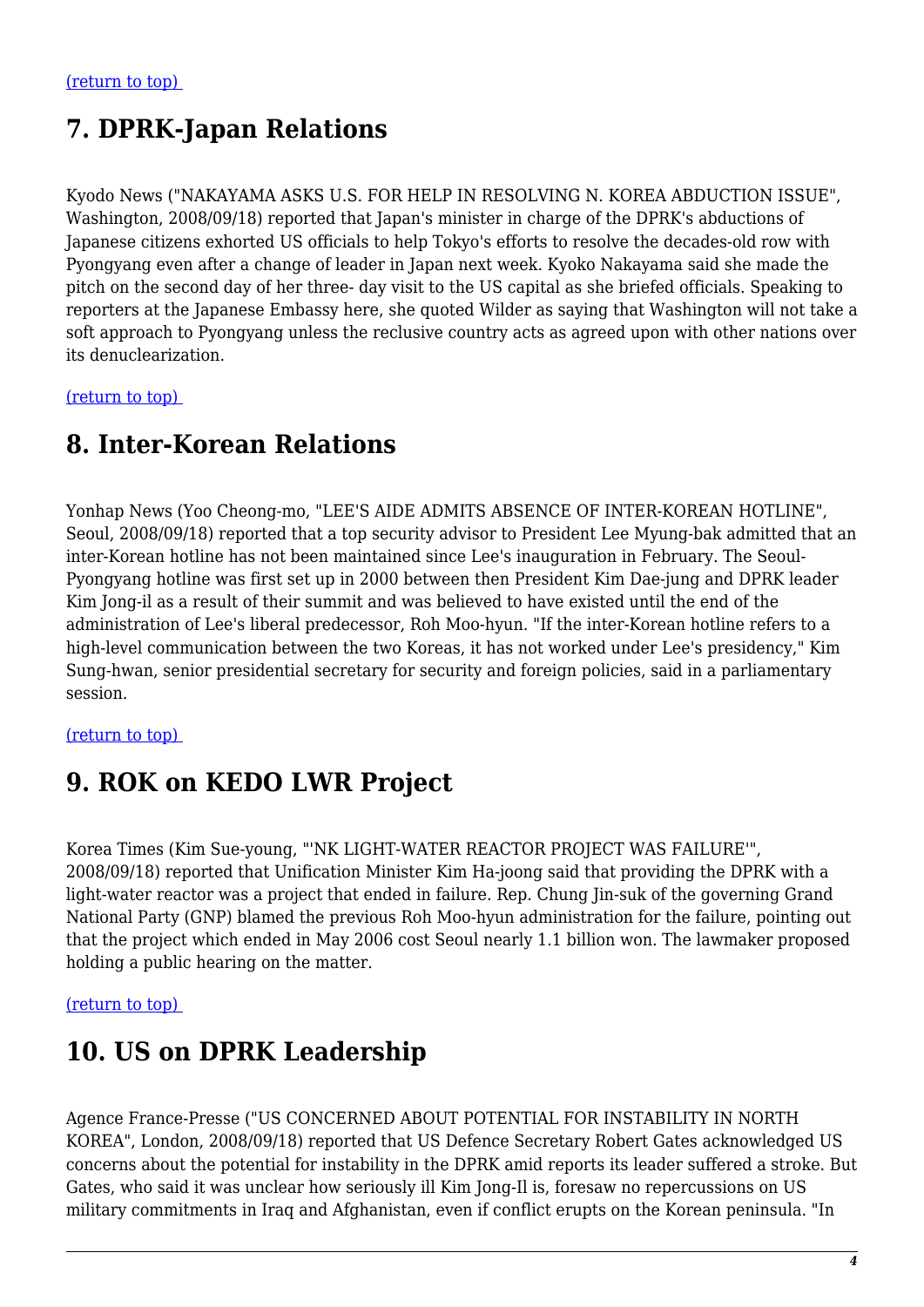(return to top)

## 7. DPRK-Japan Relations

Kyodo News ("NAKAYAMA ASKS U.S. FOR HELP IN RESOLVING N. KOREA ABDUCTION ISSUE", Washington, 2008/09/18) reported that Japan's minister in charge of the DPRK's abductions of Japanese citizens exhorted US officials to help Tokyo's efforts to resolve the decades-old row with Pyongyang even after a change of leader in Japan next week. Kyoko Nakayama said she made the pitch on the second day of her three- day visit to the US capital as she briefed officials. Speaking to reporters at the Japanese Embassy here, she quoted Wilder as saying that Washington will not take a soft approach to Pyongyang unless the reclusive country acts as agreed upon with other nations over its denuclearization.

(return to top)

## 8. Inter-Korean Relations

Yonhap News (Yoo Cheong-mo, "LEE'S AIDE ADMITS ABSENCE OF INTER-KOREAN HOTLINE", Seoul, 2008/09/18) reported that a top security advisor to President Lee Myung-bak admitted that an inter-Korean hotline has not been maintained since Lee's inauguration in February. The Seoul-Pyongyang hotline was first set up in 2000 between then President Kim Dae-jung and DPRK leader Kim Jong-il as a result of their summit and was believed to have existed until the end of the administration of Lee's liberal predecessor, Roh Moo-hyun. "If the inter-Korean hotline refers to a high-level communication between the two Koreas, it has not worked under Lee's presidency," Kim Sung-hwan, senior presidential secretary for security and foreign policies, said in a parliamentary session.

(return to top)

## 9. ROK on KEDO LWR Project

Korea Times (Kim Sue-young, "'NK LIGHT-WATER REACTOR PROJECT WAS FAILURE'", 2008/09/18) reported that Unification Minister Kim Ha-joong said that providing the DPRK with a light-water reactor was a project that ended in failure. Rep. Chung Jin-suk of the governing Grand National Party (GNP) blamed the previous Roh Moo-hyun administration for the failure, pointing out that the project which ended in May 2006 cost Seoul nearly 1.1 billion won. The lawmaker proposed holding a public hearing on the matter.

(return to top)

## 10. US on DPRK Leadership

Agence France-Presse ("US CONCERNED ABOUT POTENTIAL FOR INSTABILITY IN NORTH KOREA", London, 2008/09/18) reported that US Defence Secretary Robert Gates acknowledged US concerns about the potential for instability in the DPRK amid reports its leader suffered a stroke. But Gates, who said it was unclear how seriously ill Kim Jong-Il is, foresaw no repercussions on US military commitments in Iraq and Afghanistan, even if conflict erupts on the Korean peninsula. "In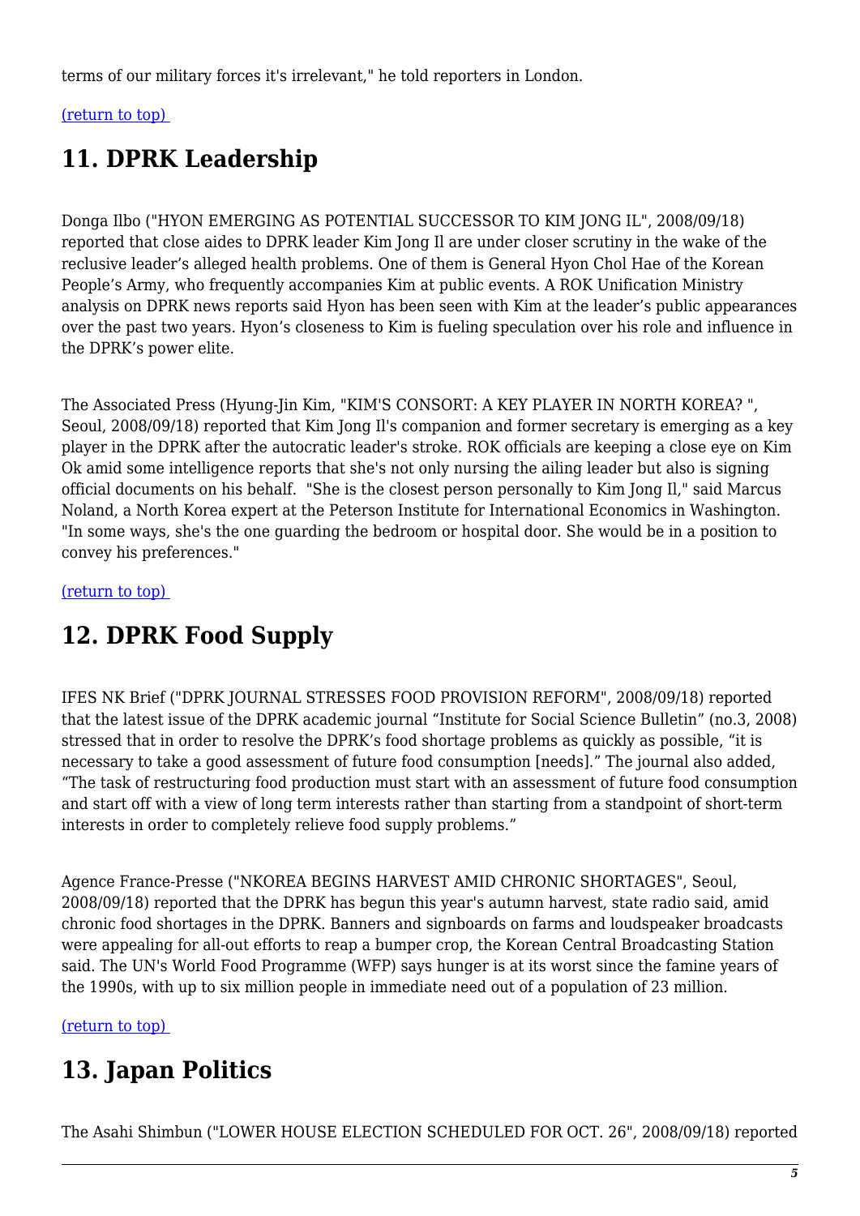terms of our military forces it's irrelevant," he told reporters in London.

(return to top)

# 11. DPRK Leadership

Donga Ilbo ("HYON EMERGING AS POTENTIAL SUCCESSOR TO KIM JONG IL", 2008/09/18) reported that close aides to DPRK leader Kim Jong Il are under closer scrutiny in the wake of the reclusive leader's alleged health problems. One of them is General Hyon Chol Hae of the Korean People's Army, who frequently accompanies Kim at public events. A ROK Unification Ministry analysis on DPRK news reports said Hyon has been seen with Kim at the leader's public appearances over the past two years. Hyon's closeness to Kim is fueling speculation over his role and influence in the DPRK's power elite.

The Associated Press (Hyung-Jin Kim, "KIM'S CONSORT: A KEY PLAYER IN NORTH KOREA? ", Seoul, 2008/09/18) reported that Kim Jong Il's companion and former secretary is emerging as a key player in the DPRK after the autocratic leader's stroke. ROK officials are keeping a close eye on Kim Ok amid some intelligence reports that she's not only nursing the ailing leader but also is signing official documents on his behalf. "She is the closest person personally to Kim Jong Il," said Marcus Noland, a North Korea expert at the Peterson Institute for International Economics in Washington. "In some ways, she's the one guarding the bedroom or hospital door. She would be in a position to convey his preferences."

(return to top)

# 12. DPRK Food Supply

IFES NK Brief ("DPRK JOURNAL STRESSES FOOD PROVISION REFORM", 2008/09/18) reported that the latest issue of the DPRK academic journal "Institute for Social Science Bulletin" (no.3, 2008) stressed that in order to resolve the DPRK's food shortage problems as quickly as possible, "it is necessary to take a good assessment of future food consumption [needs]." The journal also added, "The task of restructuring food production must start with an assessment of future food consumption and start off with a view of long term interests rather than starting from a standpoint of short-term interests in order to completely relieve food supply problems."

Agence France-Presse ("NKOREA BEGINS HARVEST AMID CHRONIC SHORTAGES", Seoul, 2008/09/18) reported that the DPRK has begun this year's autumn harvest, state radio said, amid chronic food shortages in the DPRK. Banners and signboards on farms and loudspeaker broadcasts were appealing for all-out efforts to reap a bumper crop, the Korean Central Broadcasting Station said. The UN's World Food Programme (WFP) says hunger is at its worst since the famine years of the 1990s, with up to six million people in immediate need out of a population of 23 million.

(return to top)

# 13. Japan Politics

The Asahi Shimbun ("LOWER HOUSE ELECTION SCHEDULED FOR OCT. 26", 2008/09/18) reported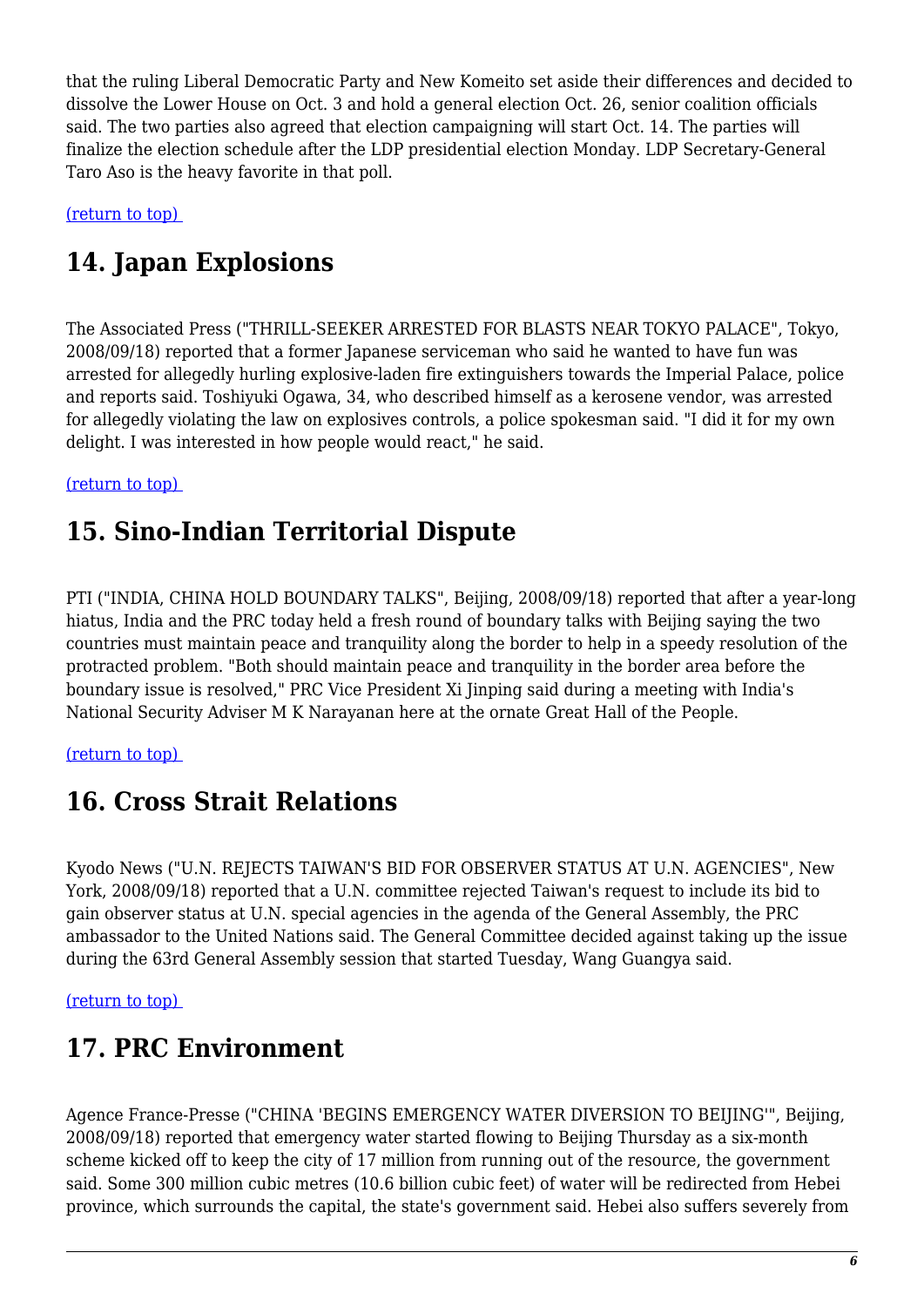that the ruling Liberal Democratic Party and New Komeito set aside their differences and decided to dissolve the Lower House on Oct. 3 and hold a general election Oct. 26, senior coalition officials said. The two parties also agreed that election campaigning will start Oct. 14. The parties will finalize the election schedule after the LDP presidential election Monday. LDP Secretary-General Taro Aso is the heavy favorite in that poll.

(return to top)

## 14. Japan Explosions

The Associated Press ("THRILL-SEEKER ARRESTED FOR BLASTS NEAR TOKYO PALACE", Tokyo, 2008/09/18) reported that a former Japanese serviceman who said he wanted to have fun was arrested for allegedly hurling explosive-laden fire extinguishers towards the Imperial Palace, police and reports said. Toshiyuki Ogawa, 34, who described himself as a kerosene vendor, was arrested for allegedly violating the law on explosives controls, a police spokesman said. "I did it for my own delight. I was interested in how people would react," he said.

(return to top)

## 15. Sino-Indian Territorial Dispute

PTI ("INDIA, CHINA HOLD BOUNDARY TALKS", Beijing, 2008/09/18) reported that after a year-long hiatus, India and the PRC today held a fresh round of boundary talks with Beijing saying the two countries must maintain peace and tranquility along the border to help in a speedy resolution of the protracted problem. "Both should maintain peace and tranquility in the border area before the boundary issue is resolved," PRC Vice President Xi Jinping said during a meeting with India's National Security Adviser M K Narayanan here at the ornate Great Hall of the People.

(return to top)

## 16. Cross Strait Relations

Kyodo News ("U.N. REJECTS TAIWAN'S BID FOR OBSERVER STATUS AT U.N. AGENCIES", New York, 2008/09/18) reported that a U.N. committee rejected Taiwan's request to include its bid to gain observer status at U.N. special agencies in the agenda of the General Assembly, the PRC ambassador to the United Nations said. The General Committee decided against taking up the issue during the 63rd General Assembly session that started Tuesday, Wang Guangya said.

(return to top)

## 17. PRC Environment

Agence France-Presse ("CHINA 'BEGINS EMERGENCY WATER DIVERSION TO BEIJING'", Beijing, 2008/09/18) reported that emergency water started flowing to Beijing Thursday as a six-month scheme kicked off to keep the city of 17 million from running out of the resource, the government said. Some 300 million cubic metres (10.6 billion cubic feet) of water will be redirected from Hebei province, which surrounds the capital, the state's government said. Hebei also suffers severely from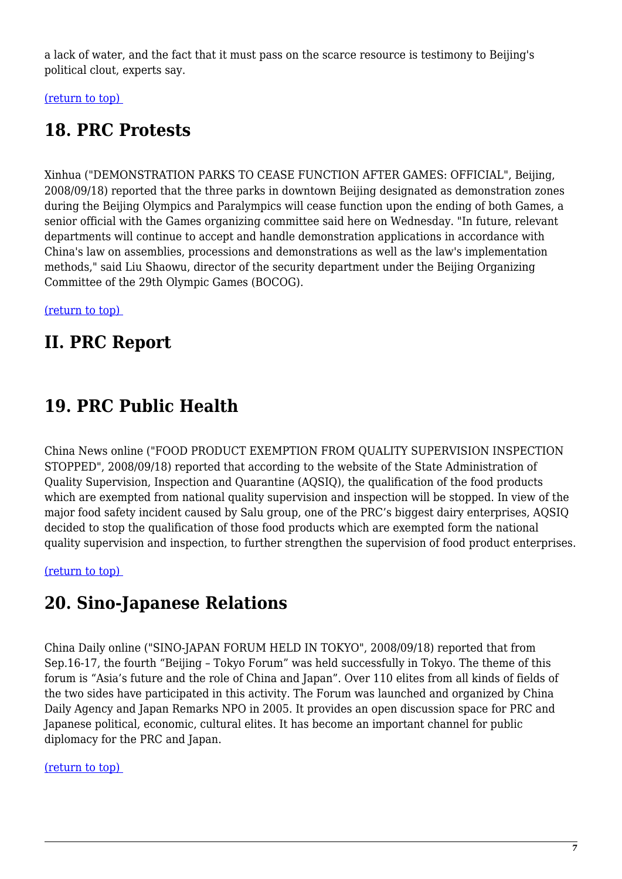a lack of water, and the fact that it must pass on the scarce resource is testimony to Beijing's political clout, experts say.

(return to top)

## 18. PRC Protests

Xinhua ("DEMONSTRATION PARKS TO CEASE FUNCTION AFTER GAMES: OFFICIAL", Beijing, 2008/09/18) reported that the three parks in downtown Beijing designated as demonstration zones during the Beijing Olympics and Paralympics will cease function upon the ending of both Games, a senior official with the Games organizing committee said here on Wednesday. "In future, relevant departments will continue to accept and handle demonstration applications in accordance with China's law on assemblies, processions and demonstrations as well as the law's implementation methods," said Liu Shaowu, director of the security department under the Beijing Organizing Committee of the 29th Olympic Games (BOCOG).

(return to top)

## II. PRC Report

## 19. PRC Public Health

China News online ("FOOD PRODUCT EXEMPTION FROM QUALITY SUPERVISION INSPECTION STOPPED", 2008/09/18) reported that according to the website of the State Administration of Quality Supervision, Inspection and Quarantine (AQSIQ), the qualification of the food products which are exempted from national quality supervision and inspection will be stopped. In view of the major food safety incident caused by Salu group, one of the PRC's biggest dairy enterprises, AQSIQ decided to stop the qualification of those food products which are exempted form the national quality supervision and inspection, to further strengthen the supervision of food product enterprises.

(return to top)

## 20. Sino-Japanese Relations

China Daily online ("SINO-JAPAN FORUM HELD IN TOKYO", 2008/09/18) reported that from Sep.16-17, the fourth "Beijing – Tokyo Forum" was held successfully in Tokyo. The theme of this forum is "Asia's future and the role of China and Japan". Over 110 elites from all kinds of fields of the two sides have participated in this activity. The Forum was launched and organized by China Daily Agency and Japan Remarks NPO in 2005. It provides an open discussion space for PRC and Japanese political, economic, cultural elites. It has become an important channel for public diplomacy for the PRC and Japan.

(return to top)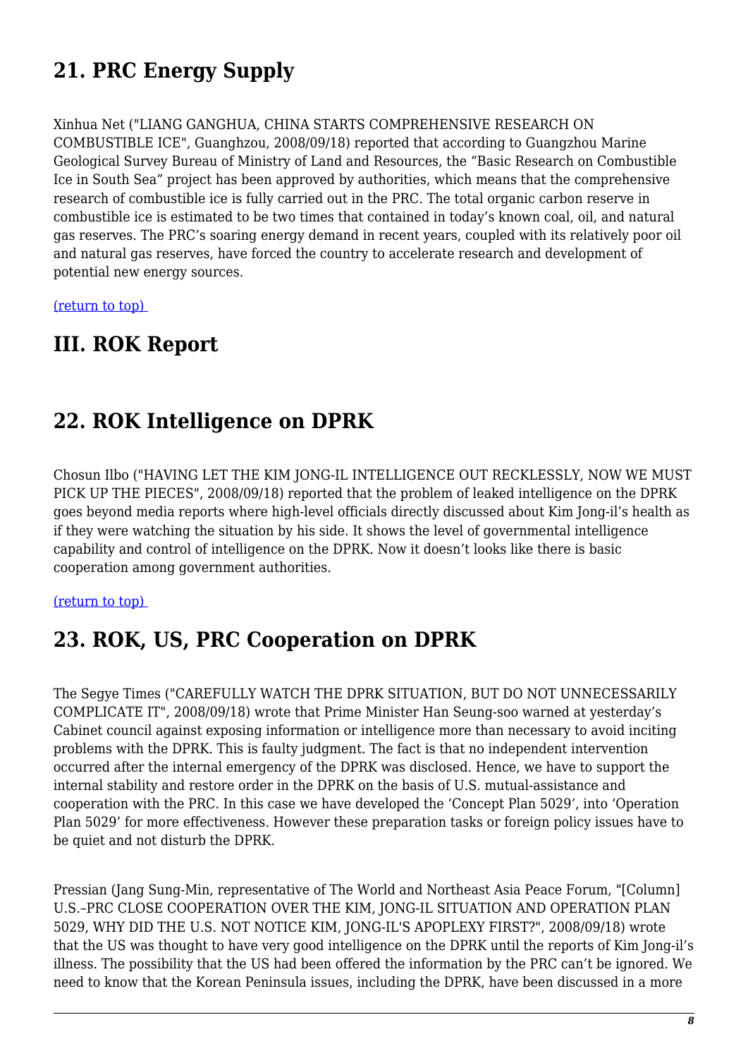## 21. PRC Energy Supply

Xinhua Net ("LIANG GANGHUA, CHINA STARTS COMPREHENSIVE RESEARCH ON COMBUSTIBLE ICE", Guangzhou, 2008/09/18) reported that according to Guangzhou Marine Geological Survey Bureau of Ministry of Land and Resources, the "Basic Research on Combustible Ice in South Sea" project has been approved by authorities, which means that the comprehensive research of combustible ice is fully carried out in the PRC. The total organic carbon reserve in combustible ice is estimated to be two times that contained in today's known coal, oil, and natural gas reserves. The PRC's soaring energy demand in recent years, coupled with its relatively poor oil and natural gas reserves, have forced the country to accelerate research and development of potential new energy sources.

(return to top)

## III. ROK Report

## 22. ROK Intelligence on DPRK

Chosun Ilbo ("HAVING LET THE KIM JONG-IL INTELLIGENCE OUT RECKLESSLY, NOW WE MUST PICK UP THE PIECES", 2008/09/18) reported that the problem of leaked intelligence on the DPRK goes beyond media reports where high-level officials directly discussed about Kim Jong-il's health as if they were watching the situation by his side. It shows the level of governmental intelligence capability and control of intelligence on the DPRK. Now it doesn't looks like there is basic cooperation among government authorities.

(return to top)

## 23. ROK, US, PRC Cooperation on DPRK

The Segye Times ("CAREFULLY WATCH THE DPRK SITUATION, BUT DO NOT UNNECESSARILY COMPLICATE IT", 2008/09/18) wrote that Prime Minister Han Seung-soo warned at yesterday's Cabinet council against exposing information or intelligence more than necessary to avoid inciting problems with the DPRK. This is faulty judgment. The fact is that no independent intervention occurred after the internal emergency of the DPRK was disclosed. Hence, we have to support the internal stability and restore order in the DPRK on the basis of U.S. mutual-assistance and cooperation with the PRC. In this case we have developed the 'Concept Plan 5029', into 'Operation Plan 5029' for more effectiveness. However these preparation tasks or foreign policy issues have to be quiet and not disturb the DPRK.

Pressian (Jang Sung-Min, representative of The World and Northeast Asia Peace Forum, "[Column] U.S.–PRC CLOSE COOPERATION OVER THE KIM, JONG-IL SITUATION AND OPERATION PLAN 5029, WHY DID THE U.S. NOT NOTICE KIM, JONG-IL'S APOPLEXY FIRST?", 2008/09/18) wrote that the US was thought to have very good intelligence on the DPRK until the reports of Kim Jong-il's illness. The possibility that the US had been offered the information by the PRC can't be ignored. We need to know that the Korean Peninsula issues, including the DPRK, have been discussed in a more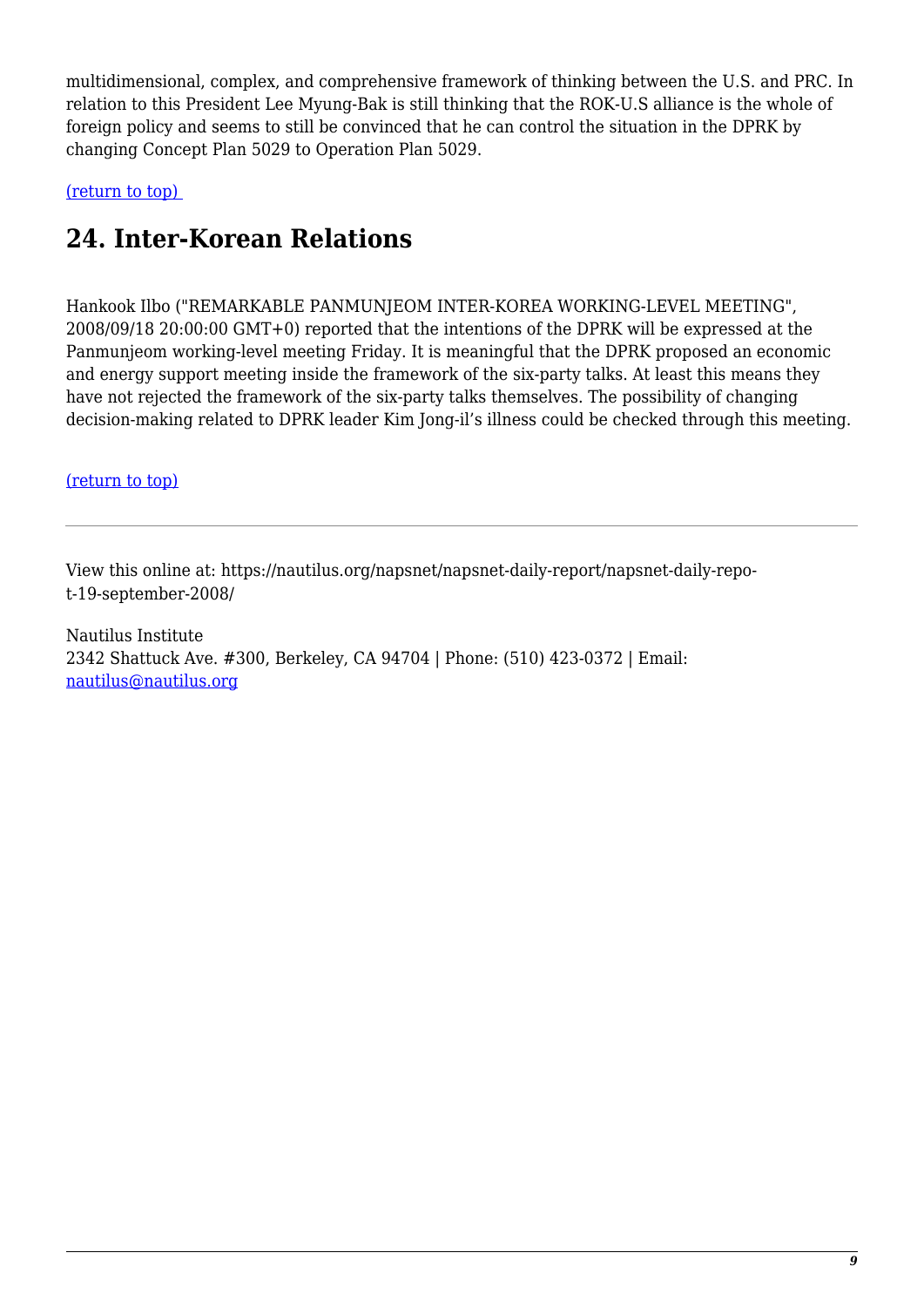multidimensional, complex, and comprehensive framework of thinking between the U.S. and PRC. In relation to this President Lee Myung-Bak is still thinking that the ROK-U.S alliance is the whole of foreign policy and seems to still be convinced that he can control the situation in the DPRK by changing Concept Plan 5029 to Operation Plan 5029.

(return to top)

## 24. Inter-Korean Relations

Hankook Ilbo ("REMARKABLE PANMUNJEOM INTER-KOREA WORKING-LEVEL MEETING", 2008/09/18 20:00:00 GMT+0) reported that the intentions of the DPRK will be expressed at the Panmunjeom working-level meeting Friday. It is meaningful that the DPRK proposed an economic and energy support meeting inside the framework of the six-party talks. At least this means they have not rejected the framework of the six-party talks themselves. The possibility of changing decision-making related to DPRK leader Kim Jong-il's illness could be checked through this meeting.

(return to top)

---

View this online at: https://nautilus.org/napsnet/napsnet-daily-report/napsnet-daily-report-19-september-2008/

Nautilus Institute
2342 Shattuck Ave. #300, Berkeley, CA 94704 | Phone: (510) 423-0372 | Email: nautilus@nautilus.org